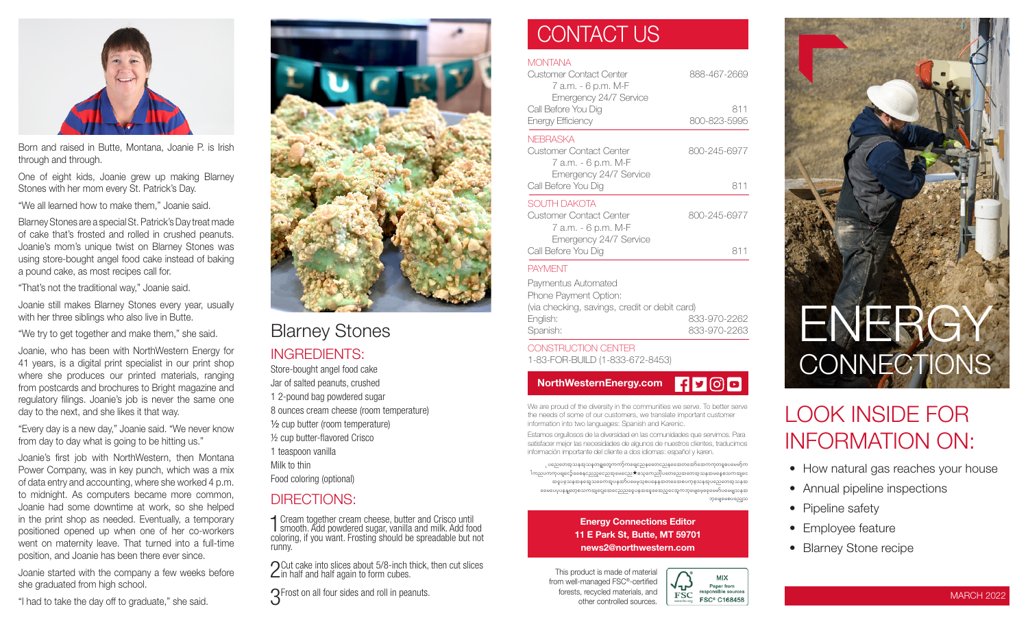

Born and raised in Butte, Montana, Joanie P. is Irish through and through.

One of eight kids, Joanie grew up making Blarney Stones with her mom every St. Patrick's Day.

"We all learned how to make them," Joanie said.

Blarney Stones are a special St. Patrick's Day treat made of cake that's frosted and rolled in crushed peanuts. Joanie's mom's unique twist on Blarney Stones was using store-bought angel food cake instead of baking a pound cake, as most recipes call for.

"That's not the traditional way," Joanie said.

Joanie still makes Blarney Stones every year, usually with her three siblings who also live in Butte.

"We try to get together and make them," she said.

Joanie, who has been with NorthWestern Energy for 41 years, is a digital print specialist in our print shop where she produces our printed materials, ranging from postcards and brochures to Bright magazine and regulatory filings. Joanie's job is never the same one day to the next, and she likes it that way.

"Every day is a new day," Joanie said. "We never know from day to day what is going to be hitting us."

Joanie's first job with NorthWestern, then Montana Power Company, was in key punch, which was a mix of data entry and accounting, where she worked 4 p.m. to midnight. As computers became more common, Joanie had some downtime at work, so she helped in the print shop as needed. Eventually, a temporary positioned opened up when one of her co-workers went on maternity leave. That turned into a full-time position, and Joanie has been there ever since.

Joanie started with the company a few weeks before she graduated from high school.

"I had to take the day off to graduate," she said.



## Blarney Stones

### INGREDIENTS:

Store-bought angel food cake Jar of salted peanuts, crushed 1 2-pound bag powdered sugar 8 ounces cream cheese (room temperature) ½ cup butter (room temperature) ½ cup butter-flavored Crisco 1 teaspoon vanilla Milk to thin Food coloring (optional)

### DIRECTIONS:

1 Cream together cream cheese, butter and Crisco until smooth. Add powdered sugar, vanilla and milk. Add food coloring, if you want. Frosting should be spreadable but not runny.

 $\bigcap$  Cut cake into slices about 5/8-inch thick, then cut slices  $\angle$ in half and half again to form cubes.

**OF**rost on all four sides and roll in peanuts.

## **CONTACT US**

### **MONTANA**

| Customer Contact Center<br>7 a.m. - 6 p.m. M-F                                              | 888-467-2669        |
|---------------------------------------------------------------------------------------------|---------------------|
| Emergency 24/7 Service<br>Call Before You Dig<br>Energy Efficiency                          | 811<br>800-823-5995 |
| <b>NFBRASKA</b><br>Customer Contact Center<br>7 а.т. - 6 p.m. М-F<br>Emergency 24/7 Service | 800-245-6977        |
| Call Before You Dig                                                                         | 811                 |
| SOUTH DAKOTA<br>Customer Contact Center<br>7 a.m. - 6 p.m. M-F                              | 800-245-6977        |
| Emergency 24/7 Service<br>Call Before You Dig                                               | 81                  |
| <b>PAYMENT</b>                                                                              |                     |

### Paymentus Automated Phone Payment Option: (via checking, savings, credit or debit card) English: 833-970-2262 Spanish: 833-970-2263

### CONSTRUCTION CENTER

1-83-FOR-BUILD (1-833-672-8453)

#### $H$ y $\odot$ o NorthWesternEnergy.com

We are proud of the diversity in the communities we serve. To better serve the needs of some of our customers, we translate important customer information into two languages: Spanish and Karenic.

Estamos orgullosos de la diversidad en las comunidades que servimos. Para satisfacer mejor las necesidades de algunos de nuestros clientes, traducimos información importante del cliente a dos idiomas: español y karen.

ုပညေတေအ့သနအုသနတရူတှေကကာ့်ကရေငညနထောငညနထေောတအော်အေကကုတဓူစပမေမာ့်က ါကညပကကုပၛငော့်ခစေနငညည့လောအုမေငေည ★စသုကေညါါ့ပတေညေအတေအုသနအမနေစသကအျငေ အဓူပခဲ့သနအနအေူသရေကအူပနအာ်ပမေမုသ့စပနေနအတရေအစပက္စစ္နသနအုပညေတေအူသနအ aaမပေပုပနနျတေ့စသကအျငျေအေငေညညငွေပနအနေ့ခေအညှငေအုကဘ့မျေမှေခုမေမာ်ပမေမျှသနအ bharsarpyanso

### Energy Connections Editor 11 E Park St, Butte, MT 59701 news2@northwestern.com

**MIX** 

Paper from responsible sources

**FSC® C168458** 

יירי

**FSC** 

This product is made of material from well-managed FSC®-certified forests, recycled materials, and other controlled sources.



## LOOK INSIDE FOR INFORMATION ON:

- How natural gas reaches your house
- Annual pipeline inspections
- Pipeline safety
- Employee feature
- Blarney Stone recipe